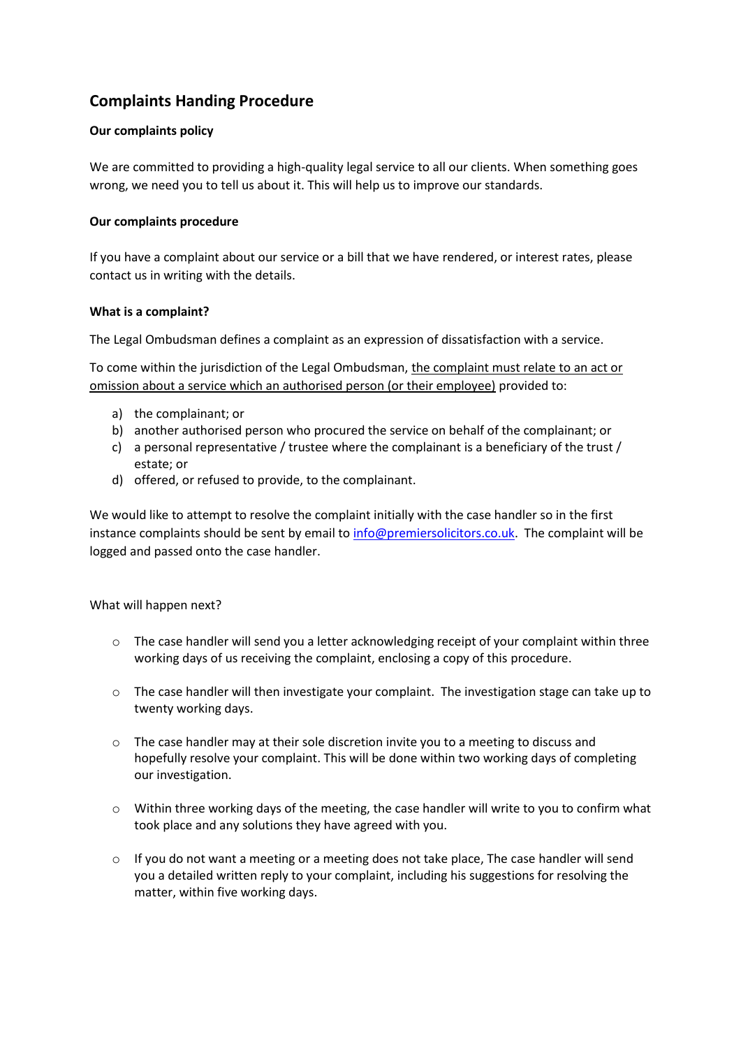## Complaints Handing Procedure

### Our complaints policy

We are committed to providing a high-quality legal service to all our clients. When something goes wrong, we need you to tell us about it. This will help us to improve our standards.

### Our complaints procedure

If you have a complaint about our service or a bill that we have rendered, or interest rates, please contact us in writing with the details.

### What is a complaint?

The Legal Ombudsman defines a complaint as an expression of dissatisfaction with a service.

To come within the jurisdiction of the Legal Ombudsman, <u>the complaint must relate to an act or omission about a service which an authorised person (or their employee)</u> provided to:

a) the complainant; or
b) another authorised person who procured the service on behalf of the complainant; or
c) a personal representative / trustee where the complainant is a beneficiary of the trust / estate; or
d) offered, or refused to provide, to the complainant.

We would like to attempt to resolve the complaint initially with the case handler so in the first instance complaints should be sent by email to [info@premiersolicitors.co.uk](mailto:info@premiersolicitors.co.uk). The complaint will be logged and passed onto the case handler.

What will happen next?

- The case handler will send you a letter acknowledging receipt of your complaint within three working days of us receiving the complaint, enclosing a copy of this procedure.
- The case handler will then investigate your complaint. The investigation stage can take up to twenty working days.
- The case handler may at their sole discretion invite you to a meeting to discuss and hopefully resolve your complaint. This will be done within two working days of completing our investigation.
- Within three working days of the meeting, the case handler will write to you to confirm what took place and any solutions they have agreed with you.
- If you do not want a meeting or a meeting does not take place, The case handler will send you a detailed written reply to your complaint, including his suggestions for resolving the matter, within five working days.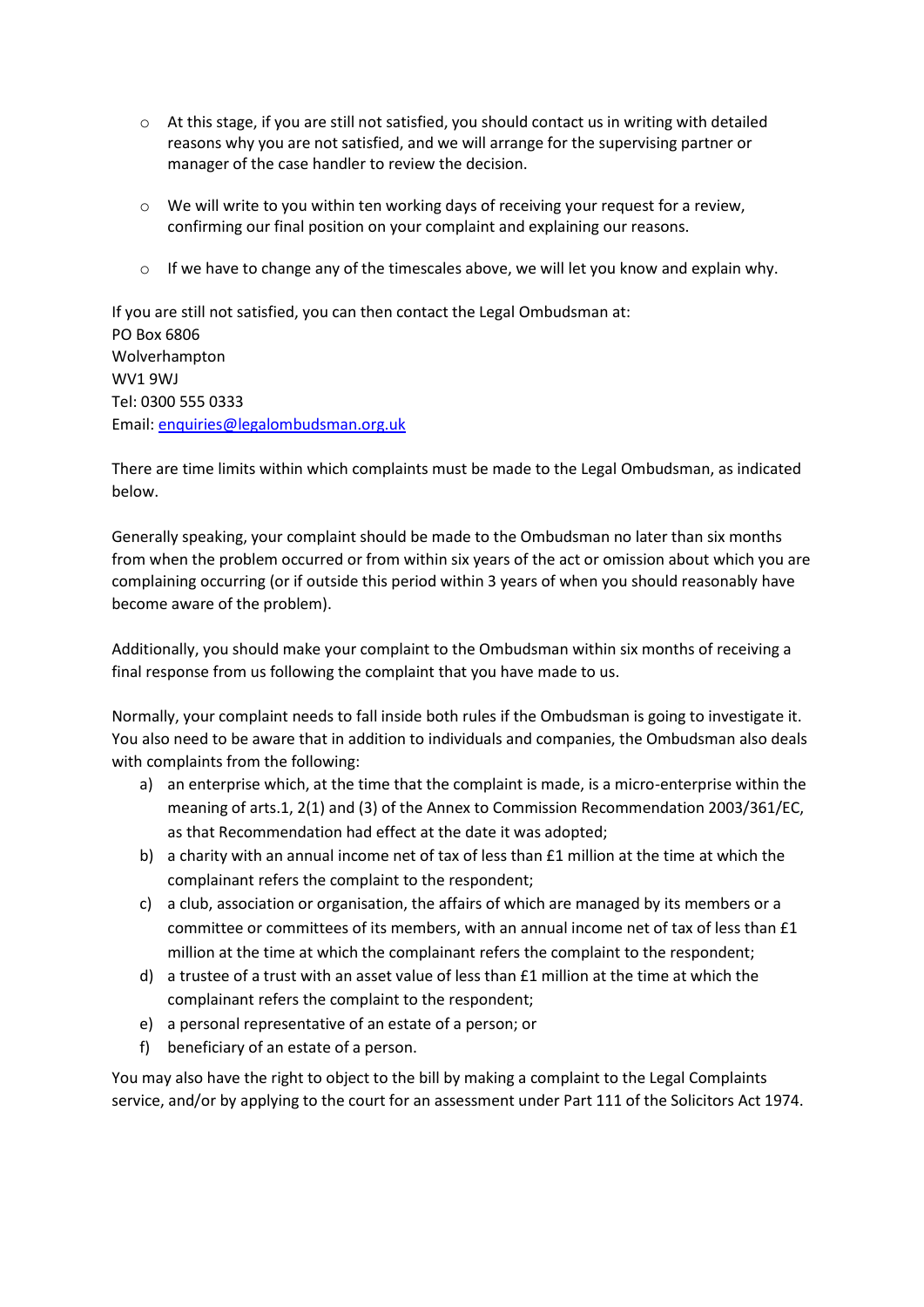- At this stage, if you are still not satisfied, you should contact us in writing with detailed reasons why you are not satisfied, and we will arrange for the supervising partner or manager of the case handler to review the decision.

- We will write to you within ten working days of receiving your request for a review, confirming our final position on your complaint and explaining our reasons.

- If we have to change any of the timescales above, we will let you know and explain why.

If you are still not satisfied, you can then contact the Legal Ombudsman at:
PO Box 6806
Wolverhampton
WV1 9WJ
Tel: 0300 555 0333
Email: [enquiries@legalombudsman.org.uk](mailto:enquiries@legalombudsman.org.uk)

There are time limits within which complaints must be made to the Legal Ombudsman, as indicated below.

Generally speaking, your complaint should be made to the Ombudsman no later than six months from when the problem occurred or from within six years of the act or omission about which you are complaining occurring (or if outside this period within 3 years of when you should reasonably have become aware of the problem).

Additionally, you should make your complaint to the Ombudsman within six months of receiving a final response from us following the complaint that you have made to us.

Normally, your complaint needs to fall inside both rules if the Ombudsman is going to investigate it. You also need to be aware that in addition to individuals and companies, the Ombudsman also deals with complaints from the following:

a) an enterprise which, at the time that the complaint is made, is a micro-enterprise within the meaning of arts.1, 2(1) and (3) of the Annex to Commission Recommendation 2003/361/EC, as that Recommendation had effect at the date it was adopted;
b) a charity with an annual income net of tax of less than £1 million at the time at which the complainant refers the complaint to the respondent;
c) a club, association or organisation, the affairs of which are managed by its members or a committee or committees of its members, with an annual income net of tax of less than £1 million at the time at which the complainant refers the complaint to the respondent;
d) a trustee of a trust with an asset value of less than £1 million at the time at which the complainant refers the complaint to the respondent;
e) a personal representative of an estate of a person; or
f) beneficiary of an estate of a person.

You may also have the right to object to the bill by making a complaint to the Legal Complaints service, and/or by applying to the court for an assessment under Part 111 of the Solicitors Act 1974.